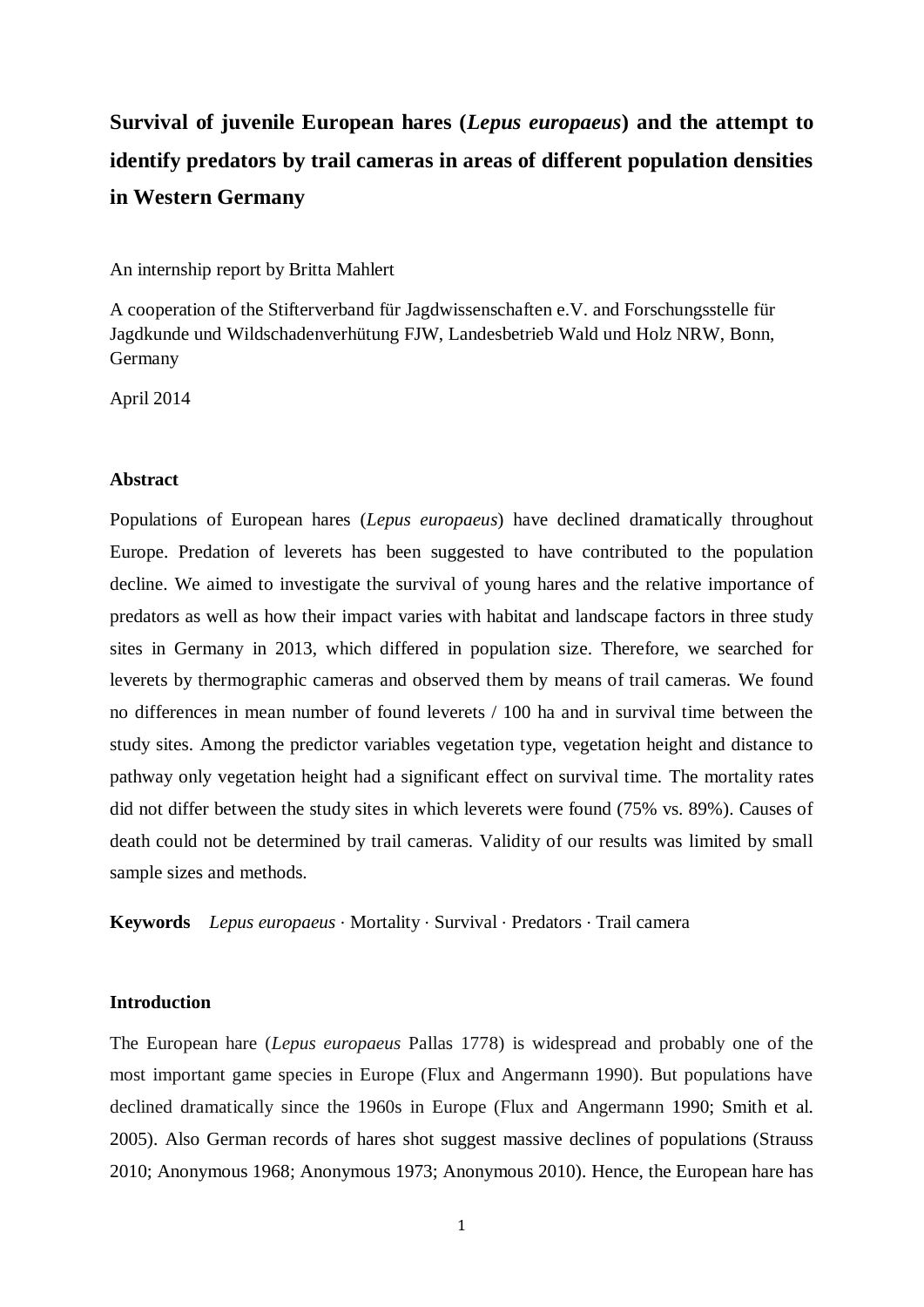# Survival of juvenile European hares (*Lepus europaeus*) and the attempt to identify predators by trail cameras in areas of different population densities in Western Germany

An internship report by Britta Mahlert

A cooperation of the Stifterverband für Jagdwissenschaften e.V. and Forschungsstelle für Jagdkunde und Wildschadenverhütung FJW, Landesbetrieb Wald und Holz NRW, Bonn, Germany

April 2014

## Abstract

Populations of European hares (*Lepus europaeus*) have declined dramatically throughout Europe. Predation of leverets has been suggested to have contributed to the population decline. We aimed to investigate the survival of young hares and the relative importance of predators as well as how their impact varies with habitat and landscape factors in three study sites in Germany in 2013, which differed in population size. Therefore, we searched for leverets by thermographic cameras and observed them by means of trail cameras. We found no differences in mean number of found leverets / 100 ha and in survival time between the study sites. Among the predictor variables vegetation type, vegetation height and distance to pathway only vegetation height had a significant effect on survival time. The mortality rates did not differ between the study sites in which leverets were found (75% vs. 89%). Causes of death could not be determined by trail cameras. Validity of our results was limited by small sample sizes and methods.

**Keywords** *Lepus europaeus* · Mortality · Survival · Predators · Trail camera

## Introduction

The European hare (*Lepus europaeus* Pallas 1778) is widespread and probably one of the most important game species in Europe (Flux and Angermann 1990). But populations have declined dramatically since the 1960s in Europe (Flux and Angermann 1990; Smith et al. 2005). Also German records of hares shot suggest massive declines of populations (Strauss 2010; Anonymous 1968; Anonymous 1973; Anonymous 2010). Hence, the European hare has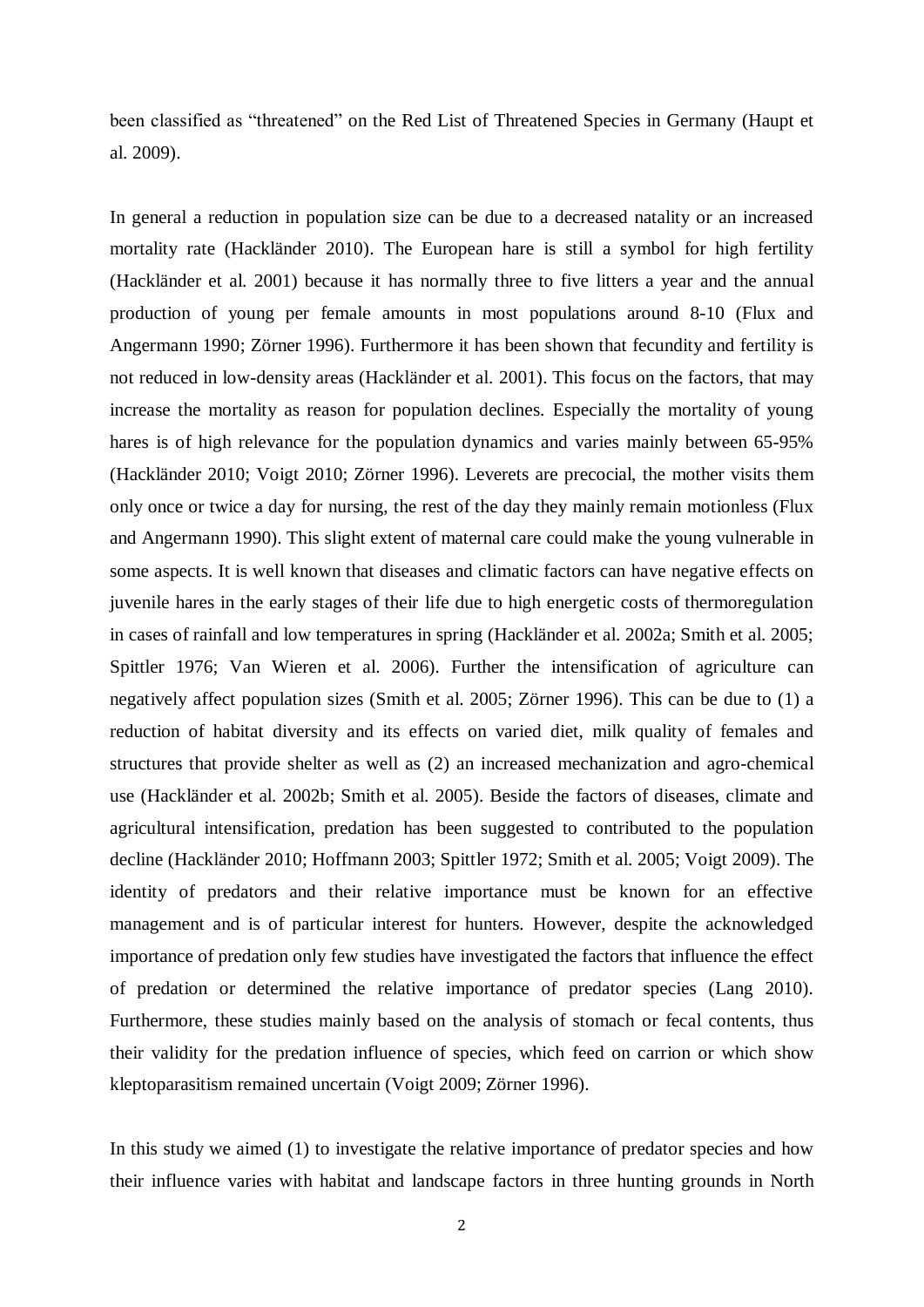been classified as "threatened" on the Red List of Threatened Species in Germany (Haupt et al. 2009).

In general a reduction in population size can be due to a decreased natality or an increased mortality rate (Hackländer 2010). The European hare is still a symbol for high fertility (Hackländer et al. 2001) because it has normally three to five litters a year and the annual production of young per female amounts in most populations around 8-10 (Flux and Angermann 1990; Zörner 1996). Furthermore it has been shown that fecundity and fertility is not reduced in low-density areas (Hackländer et al. 2001). This focus on the factors, that may increase the mortality as reason for population declines. Especially the mortality of young hares is of high relevance for the population dynamics and varies mainly between 65-95% (Hackländer 2010; Voigt 2010; Zörner 1996). Leverets are precocial, the mother visits them only once or twice a day for nursing, the rest of the day they mainly remain motionless (Flux and Angermann 1990). This slight extent of maternal care could make the young vulnerable in some aspects. It is well known that diseases and climatic factors can have negative effects on juvenile hares in the early stages of their life due to high energetic costs of thermoregulation in cases of rainfall and low temperatures in spring (Hackländer et al. 2002a; Smith et al. 2005; Spittler 1976; Van Wieren et al. 2006). Further the intensification of agriculture can negatively affect population sizes (Smith et al. 2005; Zörner 1996). This can be due to (1) a reduction of habitat diversity and its effects on varied diet, milk quality of females and structures that provide shelter as well as (2) an increased mechanization and agro-chemical use (Hackländer et al. 2002b; Smith et al. 2005). Beside the factors of diseases, climate and agricultural intensification, predation has been suggested to contributed to the population decline (Hackländer 2010; Hoffmann 2003; Spittler 1972; Smith et al. 2005; Voigt 2009). The identity of predators and their relative importance must be known for an effective management and is of particular interest for hunters. However, despite the acknowledged importance of predation only few studies have investigated the factors that influence the effect of predation or determined the relative importance of predator species (Lang 2010). Furthermore, these studies mainly based on the analysis of stomach or fecal contents, thus their validity for the predation influence of species, which feed on carrion or which show kleptoparasitism remained uncertain (Voigt 2009; Zörner 1996).

In this study we aimed (1) to investigate the relative importance of predator species and how their influence varies with habitat and landscape factors in three hunting grounds in North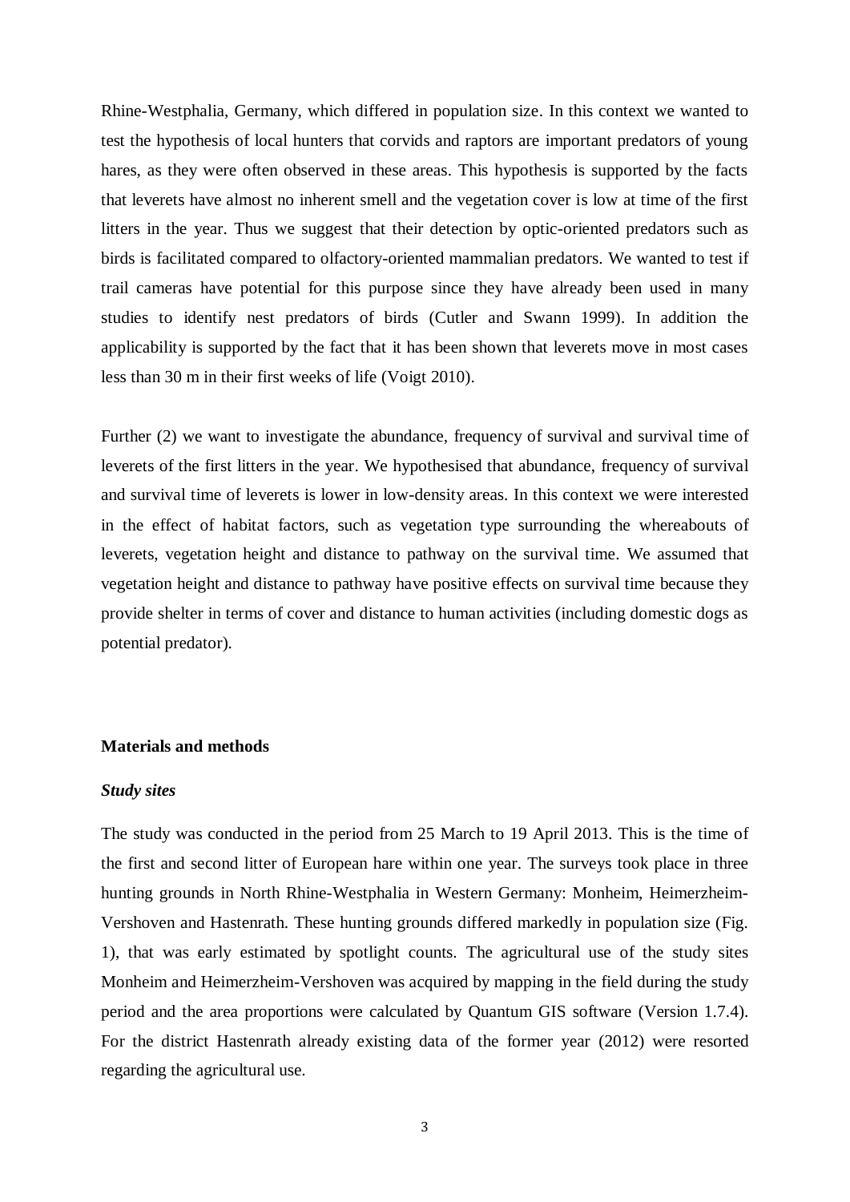Rhine-Westphalia, Germany, which differed in population size. In this context we wanted to test the hypothesis of local hunters that corvids and raptors are important predators of young hares, as they were often observed in these areas. This hypothesis is supported by the facts that leverets have almost no inherent smell and the vegetation cover is low at time of the first litters in the year. Thus we suggest that their detection by optic-oriented predators such as birds is facilitated compared to olfactory-oriented mammalian predators. We wanted to test if trail cameras have potential for this purpose since they have already been used in many studies to identify nest predators of birds (Cutler and Swann 1999). In addition the applicability is supported by the fact that it has been shown that leverets move in most cases less than 30 m in their first weeks of life (Voigt 2010).

Further (2) we want to investigate the abundance, frequency of survival and survival time of leverets of the first litters in the year. We hypothesised that abundance, frequency of survival and survival time of leverets is lower in low-density areas. In this context we were interested in the effect of habitat factors, such as vegetation type surrounding the whereabouts of leverets, vegetation height and distance to pathway on the survival time. We assumed that vegetation height and distance to pathway have positive effects on survival time because they provide shelter in terms of cover and distance to human activities (including domestic dogs as potential predator).

## Materials and methods

### *Study sites*

The study was conducted in the period from 25 March to 19 April 2013. This is the time of the first and second litter of European hare within one year. The surveys took place in three hunting grounds in North Rhine-Westphalia in Western Germany: Monheim, Heimerzheim-Vershoven and Hastenrath. These hunting grounds differed markedly in population size (Fig. 1), that was early estimated by spotlight counts. The agricultural use of the study sites Monheim and Heimerzheim-Vershoven was acquired by mapping in the field during the study period and the area proportions were calculated by Quantum GIS software (Version 1.7.4). For the district Hastenrath already existing data of the former year (2012) were resorted regarding the agricultural use.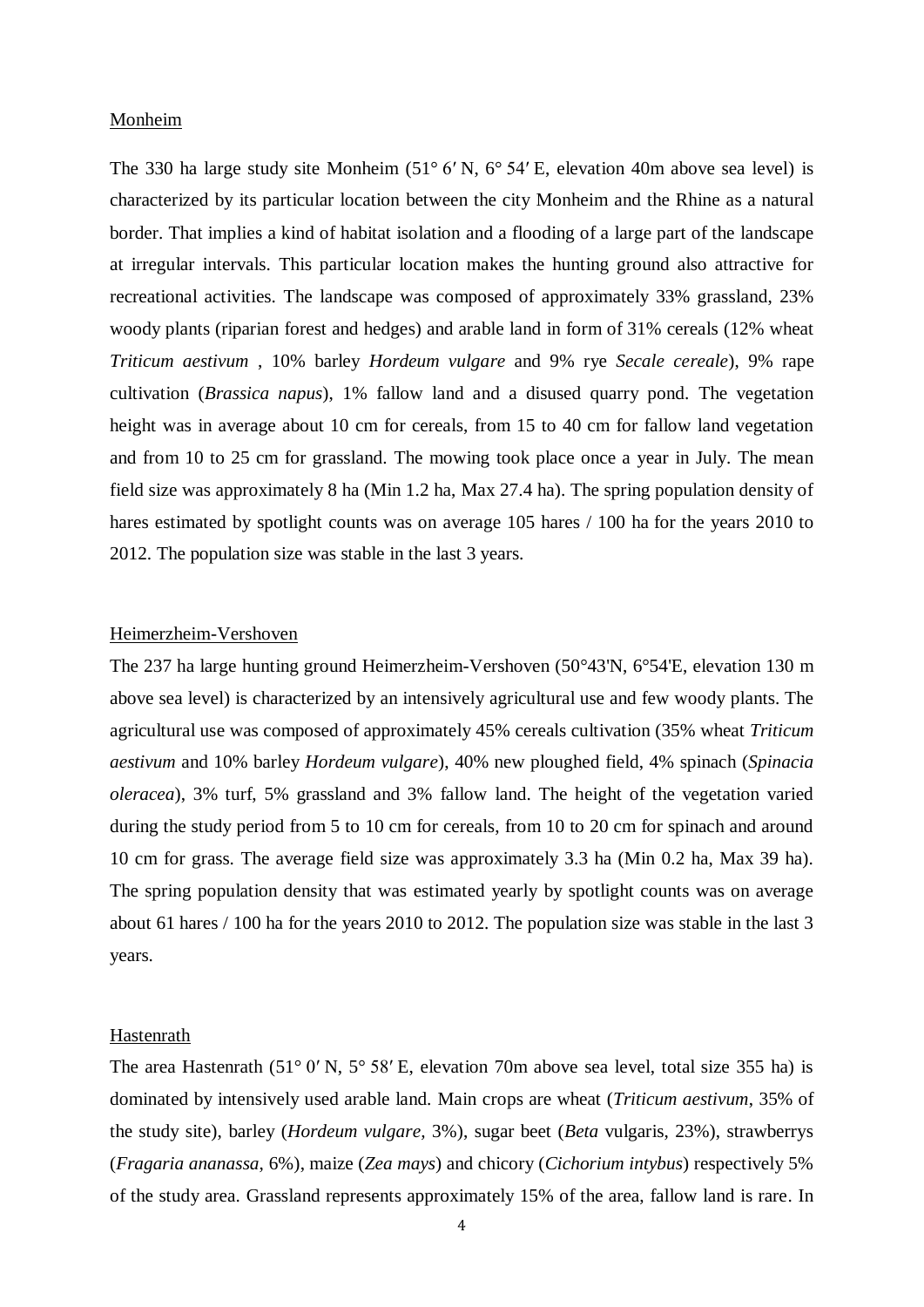Monheim

The 330 ha large study site Monheim (51° 6′ N, 6° 54′ E, elevation 40m above sea level) is characterized by its particular location between the city Monheim and the Rhine as a natural border. That implies a kind of habitat isolation and a flooding of a large part of the landscape at irregular intervals. This particular location makes the hunting ground also attractive for recreational activities. The landscape was composed of approximately 33% grassland, 23% woody plants (riparian forest and hedges) and arable land in form of 31% cereals (12% wheat *Triticum aestivum* , 10% barley *Hordeum vulgare* and 9% rye *Secale cereale*), 9% rape cultivation (*Brassica napus*), 1% fallow land and a disused quarry pond. The vegetation height was in average about 10 cm for cereals, from 15 to 40 cm for fallow land vegetation and from 10 to 25 cm for grassland. The mowing took place once a year in July. The mean field size was approximately 8 ha (Min 1.2 ha, Max 27.4 ha). The spring population density of hares estimated by spotlight counts was on average 105 hares / 100 ha for the years 2010 to 2012. The population size was stable in the last 3 years.

Heimerzheim-Vershoven

The 237 ha large hunting ground Heimerzheim-Vershoven (50°43'N, 6°54'E, elevation 130 m above sea level) is characterized by an intensively agricultural use and few woody plants. The agricultural use was composed of approximately 45% cereals cultivation (35% wheat *Triticum aestivum* and 10% barley *Hordeum vulgare*), 40% new ploughed field, 4% spinach (*Spinacia oleracea*), 3% turf, 5% grassland and 3% fallow land. The height of the vegetation varied during the study period from 5 to 10 cm for cereals, from 10 to 20 cm for spinach and around 10 cm for grass. The average field size was approximately 3.3 ha (Min 0.2 ha, Max 39 ha). The spring population density that was estimated yearly by spotlight counts was on average about 61 hares / 100 ha for the years 2010 to 2012. The population size was stable in the last 3 years.

Hastenrath

The area Hastenrath (51° 0′ N, 5° 58′ E, elevation 70m above sea level, total size 355 ha) is dominated by intensively used arable land. Main crops are wheat (*Triticum aestivum*, 35% of the study site), barley (*Hordeum vulgare*, 3%), sugar beet (*Beta* vulgaris, 23%), strawberrys (*Fragaria ananassa*, 6%), maize (*Zea mays*) and chicory (*Cichorium intybus*) respectively 5% of the study area. Grassland represents approximately 15% of the area, fallow land is rare. In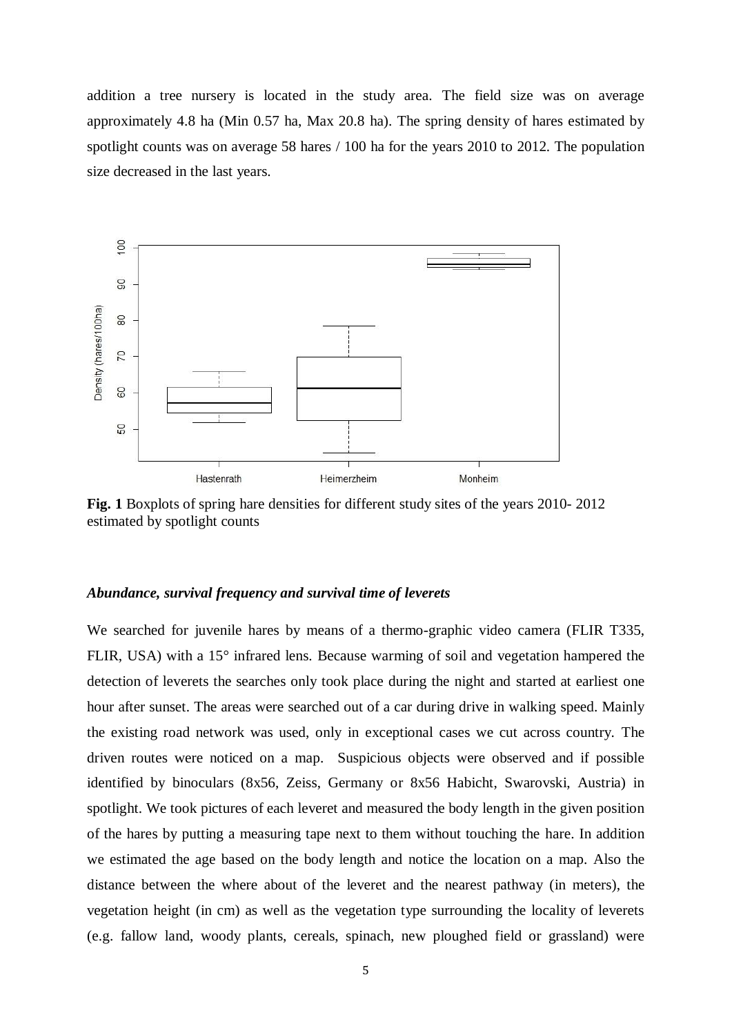addition a tree nursery is located in the study area. The field size was on average approximately 4.8 ha (Min 0.57 ha, Max 20.8 ha). The spring density of hares estimated by spotlight counts was on average 58 hares / 100 ha for the years 2010 to 2012. The population size decreased in the last years.

**Fig. 1** Boxplots of spring hare densities for different study sites of the years 2010- 2012 estimated by spotlight counts

### *Abundance, survival frequency and survival time of leverets*

We searched for juvenile hares by means of a thermo-graphic video camera (FLIR T335, FLIR, USA) with a 15° infrared lens. Because warming of soil and vegetation hampered the detection of leverets the searches only took place during the night and started at earliest one hour after sunset. The areas were searched out of a car during drive in walking speed. Mainly the existing road network was used, only in exceptional cases we cut across country. The driven routes were noticed on a map. Suspicious objects were observed and if possible identified by binoculars (8x56, Zeiss, Germany or 8x56 Habicht, Swarovski, Austria) in spotlight. We took pictures of each leveret and measured the body length in the given position of the hares by putting a measuring tape next to them without touching the hare. In addition we estimated the age based on the body length and notice the location on a map. Also the distance between the where about of the leveret and the nearest pathway (in meters), the vegetation height (in cm) as well as the vegetation type surrounding the locality of leverets (e.g. fallow land, woody plants, cereals, spinach, new ploughed field or grassland) were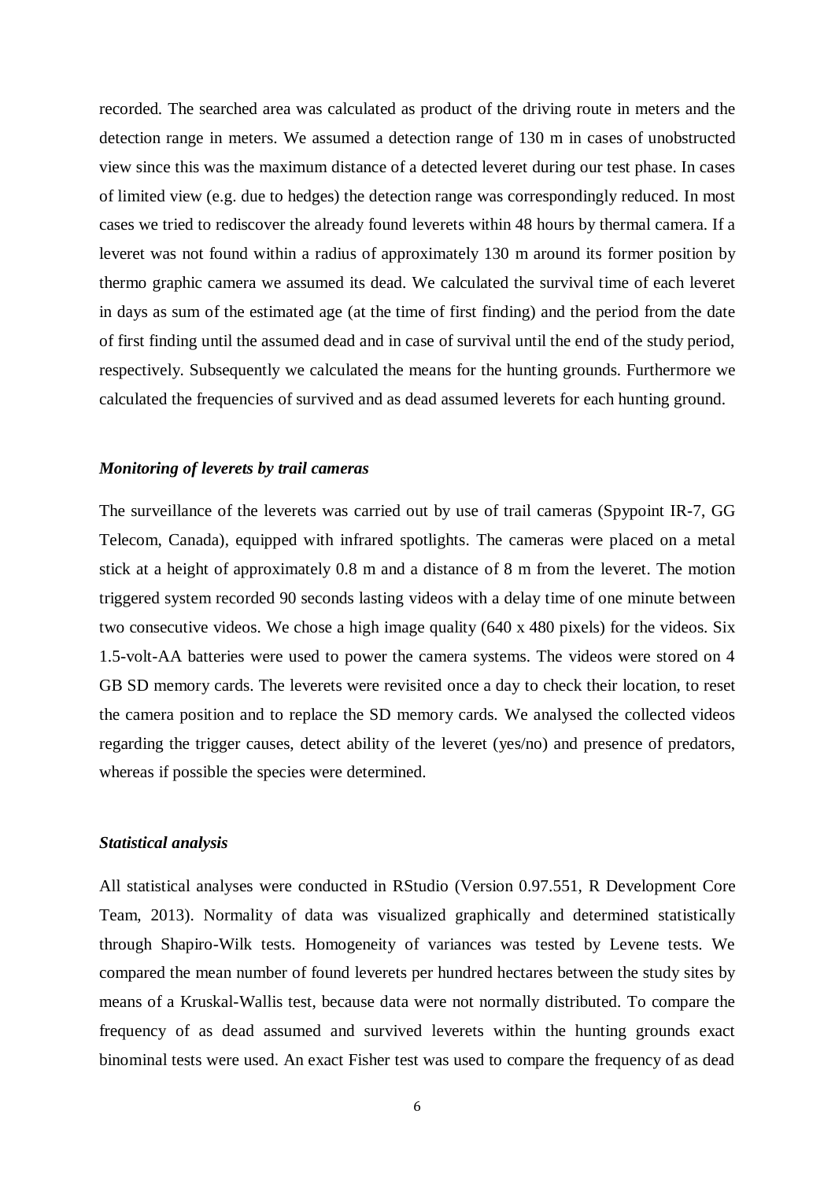recorded. The searched area was calculated as product of the driving route in meters and the detection range in meters. We assumed a detection range of 130 m in cases of unobstructed view since this was the maximum distance of a detected leveret during our test phase. In cases of limited view (e.g. due to hedges) the detection range was correspondingly reduced. In most cases we tried to rediscover the already found leverets within 48 hours by thermal camera. If a leveret was not found within a radius of approximately 130 m around its former position by thermo graphic camera we assumed its dead. We calculated the survival time of each leveret in days as sum of the estimated age (at the time of first finding) and the period from the date of first finding until the assumed dead and in case of survival until the end of the study period, respectively. Subsequently we calculated the means for the hunting grounds. Furthermore we calculated the frequencies of survived and as dead assumed leverets for each hunting ground.

### *Monitoring of leverets by trail cameras*

The surveillance of the leverets was carried out by use of trail cameras (Spypoint IR-7, GG Telecom, Canada), equipped with infrared spotlights. The cameras were placed on a metal stick at a height of approximately 0.8 m and a distance of 8 m from the leveret. The motion triggered system recorded 90 seconds lasting videos with a delay time of one minute between two consecutive videos. We chose a high image quality (640 x 480 pixels) for the videos. Six 1.5-volt-AA batteries were used to power the camera systems. The videos were stored on 4 GB SD memory cards. The leverets were revisited once a day to check their location, to reset the camera position and to replace the SD memory cards. We analysed the collected videos regarding the trigger causes, detect ability of the leveret (yes/no) and presence of predators, whereas if possible the species were determined.

### *Statistical analysis*

All statistical analyses were conducted in RStudio (Version 0.97.551, R Development Core Team, 2013). Normality of data was visualized graphically and determined statistically through Shapiro-Wilk tests. Homogeneity of variances was tested by Levene tests. We compared the mean number of found leverets per hundred hectares between the study sites by means of a Kruskal-Wallis test, because data were not normally distributed. To compare the frequency of as dead assumed and survived leverets within the hunting grounds exact binominal tests were used. An exact Fisher test was used to compare the frequency of as dead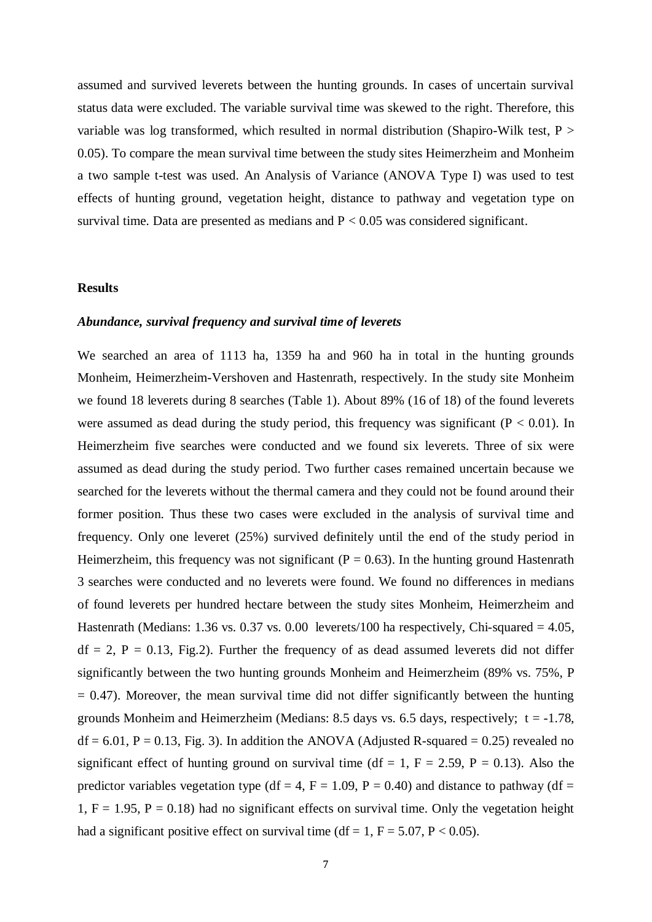assumed and survived leverets between the hunting grounds. In cases of uncertain survival status data were excluded. The variable survival time was skewed to the right. Therefore, this variable was log transformed, which resulted in normal distribution (Shapiro-Wilk test, $P > 0.05$). To compare the mean survival time between the study sites Heimerzheim and Monheim a two sample t-test was used. An Analysis of Variance (ANOVA Type I) was used to test effects of hunting ground, vegetation height, distance to pathway and vegetation type on survival time. Data are presented as medians and $P < 0.05$ was considered significant.

## Results

### *Abundance, survival frequency and survival time of leverets*

We searched an area of 1113 ha, 1359 ha and 960 ha in total in the hunting grounds Monheim, Heimerzheim-Vershoven and Hastenrath, respectively. In the study site Monheim we found 18 leverets during 8 searches (Table 1). About 89% (16 of 18) of the found leverets were assumed as dead during the study period, this frequency was significant ($P < 0.01$). In Heimerzheim five searches were conducted and we found six leverets. Three of six were assumed as dead during the study period. Two further cases remained uncertain because we searched for the leverets without the thermal camera and they could not be found around their former position. Thus these two cases were excluded in the analysis of survival time and frequency. Only one leveret (25%) survived definitely until the end of the study period in Heimerzheim, this frequency was not significant ($P = 0.63$). In the hunting ground Hastenrath 3 searches were conducted and no leverets were found. We found no differences in medians of found leverets per hundred hectare between the study sites Monheim, Heimerzheim and Hastenrath (Medians: 1.36 vs. 0.37 vs. 0.00 leverets/100 ha respectively, Chi-squared = 4.05, $df = 2$, $P = 0.13$, Fig.2). Further the frequency of as dead assumed leverets did not differ significantly between the two hunting grounds Monheim and Heimerzheim (89% vs. 75%, $P = 0.47$). Moreover, the mean survival time did not differ significantly between the hunting grounds Monheim and Heimerzheim (Medians: 8.5 days vs. 6.5 days, respectively; $t = -1.78$, $df = 6.01$, $P = 0.13$, Fig. 3). In addition the ANOVA (Adjusted R-squared = 0.25) revealed no significant effect of hunting ground on survival time ($df = 1$, $F = 2.59$, $P = 0.13$). Also the predictor variables vegetation type ($df = 4$, $F = 1.09$, $P = 0.40$) and distance to pathway ($df = 1$, $F = 1.95$, $P = 0.18$) had no significant effects on survival time. Only the vegetation height had a significant positive effect on survival time ($df = 1$, $F = 5.07$, $P < 0.05$).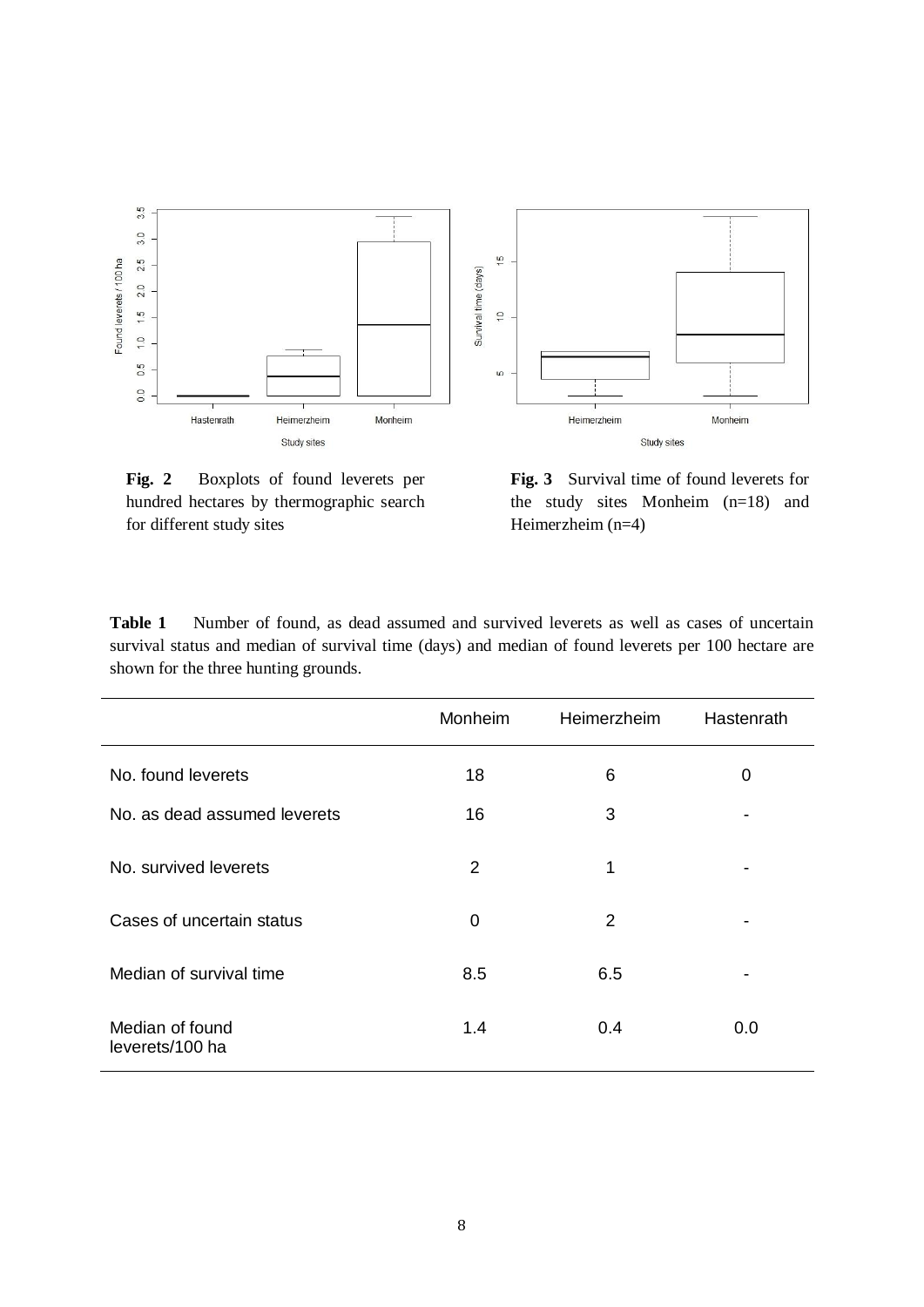**Fig. 2** Boxplots of found leverets per hundred hectares by thermographic search for different study sites

**Fig. 3** Survival time of found leverets for the study sites Monheim (n=18) and Heimerzheim (n=4)

**Table 1** Number of found, as dead assumed and survived leverets as well as cases of uncertain survival status and median of survival time (days) and median of found leverets per 100 hectare are shown for the three hunting grounds.

| | Monheim | Heimerzheim | Hastenrath |
|---|---|---|---|
| No. found leverets | 18 | 6 | 0 |
| No. as dead assumed leverets | 16 | 3 | - |
| No. survived leverets | 2 | 1 | - |
| Cases of uncertain status | 0 | 2 | - |
| Median of survival time | 8.5 | 6.5 | - |
| Median of found leverets/100 ha | 1.4 | 0.4 | 0.0 |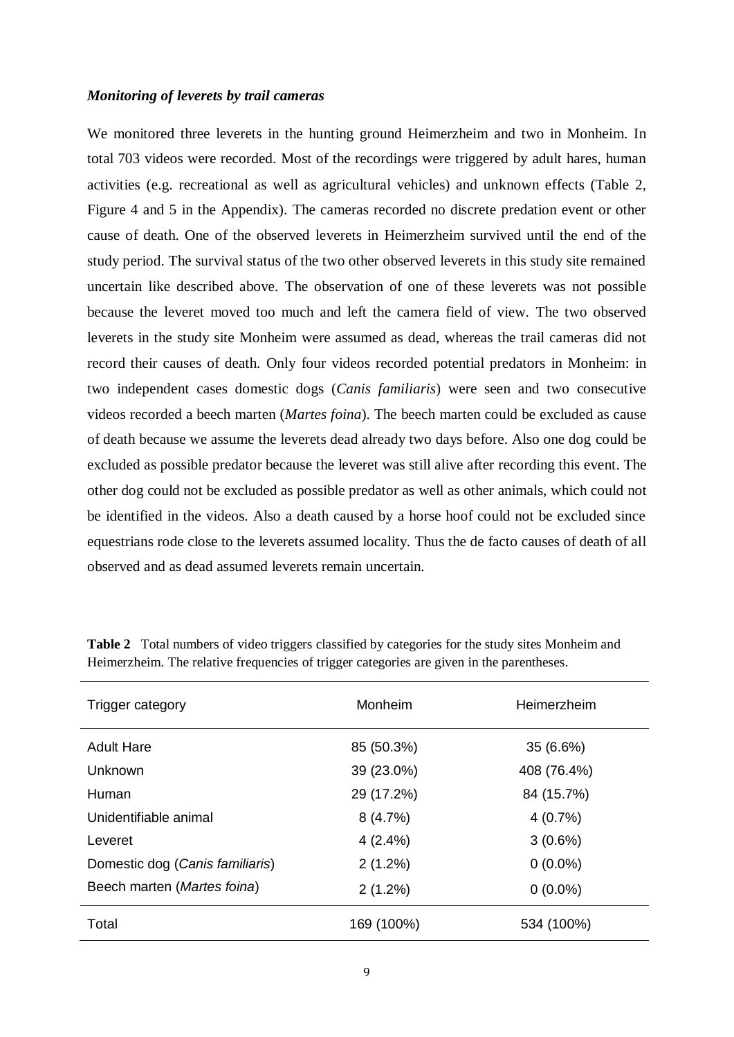***Monitoring of leverets by trail cameras***

We monitored three leverets in the hunting ground Heimerzheim and two in Monheim. In total 703 videos were recorded. Most of the recordings were triggered by adult hares, human activities (e.g. recreational as well as agricultural vehicles) and unknown effects (Table 2, Figure 4 and 5 in the Appendix). The cameras recorded no discrete predation event or other cause of death. One of the observed leverets in Heimerzheim survived until the end of the study period. The survival status of the two other observed leverets in this study site remained uncertain like described above. The observation of one of these leverets was not possible because the leveret moved too much and left the camera field of view. The two observed leverets in the study site Monheim were assumed as dead, whereas the trail cameras did not record their causes of death. Only four videos recorded potential predators in Monheim: in two independent cases domestic dogs (*Canis familiaris*) were seen and two consecutive videos recorded a beech marten (*Martes foina*). The beech marten could be excluded as cause of death because we assume the leverets dead already two days before. Also one dog could be excluded as possible predator because the leveret was still alive after recording this event. The other dog could not be excluded as possible predator as well as other animals, which could not be identified in the videos. Also a death caused by a horse hoof could not be excluded since equestrians rode close to the leverets assumed locality. Thus the de facto causes of death of all observed and as dead assumed leverets remain uncertain.

**Table 2** Total numbers of video triggers classified by categories for the study sites Monheim and Heimerzheim. The relative frequencies of trigger categories are given in the parentheses.

| Trigger category | Monheim | Heimerzheim |
|---|---|---|
| Adult Hare | 85 (50.3%) | 35 (6.6%) |
| Unknown | 39 (23.0%) | 408 (76.4%) |
| Human | 29 (17.2%) | 84 (15.7%) |
| Unidentifiable animal | 8 (4.7%) | 4 (0.7%) |
| Leveret | 4 (2.4%) | 3 (0.6%) |
| Domestic dog (*Canis familiaris*) | 2 (1.2%) | 0 (0.0%) |
| Beech marten (*Martes foina*) | 2 (1.2%) | 0 (0.0%) |
| Total | 169 (100%) | 534 (100%) |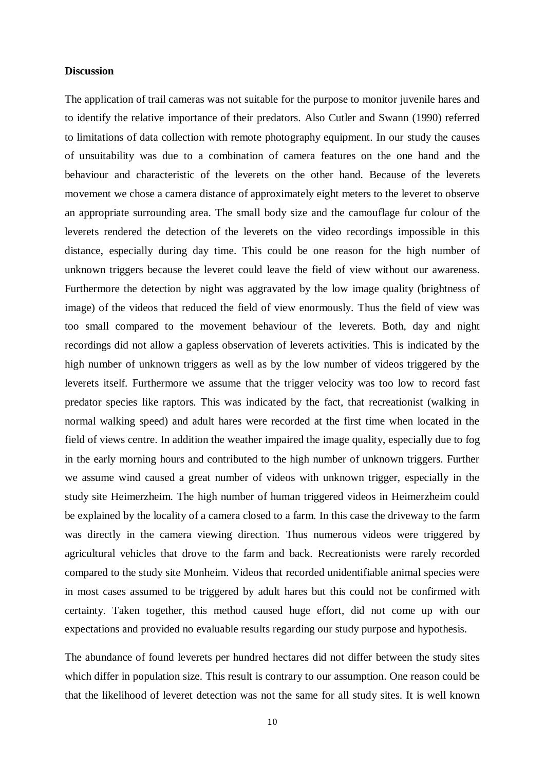**Discussion**

The application of trail cameras was not suitable for the purpose to monitor juvenile hares and to identify the relative importance of their predators. Also Cutler and Swann (1990) referred to limitations of data collection with remote photography equipment. In our study the causes of unsuitability was due to a combination of camera features on the one hand and the behaviour and characteristic of the leverets on the other hand. Because of the leverets movement we chose a camera distance of approximately eight meters to the leveret to observe an appropriate surrounding area. The small body size and the camouflage fur colour of the leverets rendered the detection of the leverets on the video recordings impossible in this distance, especially during day time. This could be one reason for the high number of unknown triggers because the leveret could leave the field of view without our awareness. Furthermore the detection by night was aggravated by the low image quality (brightness of image) of the videos that reduced the field of view enormously. Thus the field of view was too small compared to the movement behaviour of the leverets. Both, day and night recordings did not allow a gapless observation of leverets activities. This is indicated by the high number of unknown triggers as well as by the low number of videos triggered by the leverets itself. Furthermore we assume that the trigger velocity was too low to record fast predator species like raptors. This was indicated by the fact, that recreationist (walking in normal walking speed) and adult hares were recorded at the first time when located in the field of views centre. In addition the weather impaired the image quality, especially due to fog in the early morning hours and contributed to the high number of unknown triggers. Further we assume wind caused a great number of videos with unknown trigger, especially in the study site Heimerzheim. The high number of human triggered videos in Heimerzheim could be explained by the locality of a camera closed to a farm. In this case the driveway to the farm was directly in the camera viewing direction. Thus numerous videos were triggered by agricultural vehicles that drove to the farm and back. Recreationists were rarely recorded compared to the study site Monheim. Videos that recorded unidentifiable animal species were in most cases assumed to be triggered by adult hares but this could not be confirmed with certainty. Taken together, this method caused huge effort, did not come up with our expectations and provided no evaluable results regarding our study purpose and hypothesis.

The abundance of found leverets per hundred hectares did not differ between the study sites which differ in population size. This result is contrary to our assumption. One reason could be that the likelihood of leveret detection was not the same for all study sites. It is well known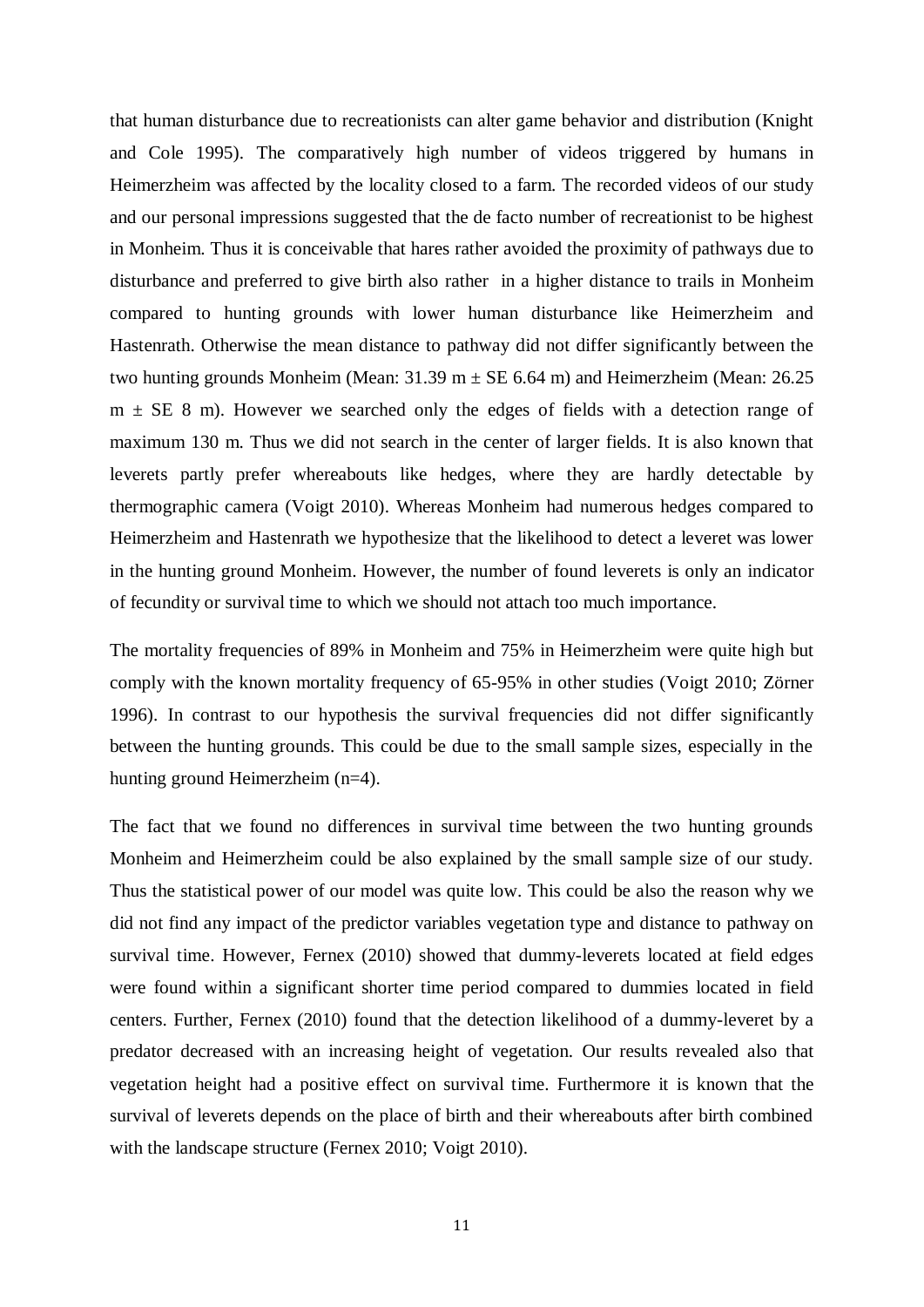that human disturbance due to recreationists can alter game behavior and distribution (Knight and Cole 1995). The comparatively high number of videos triggered by humans in Heimerzheim was affected by the locality closed to a farm. The recorded videos of our study and our personal impressions suggested that the de facto number of recreationist to be highest in Monheim. Thus it is conceivable that hares rather avoided the proximity of pathways due to disturbance and preferred to give birth also rather in a higher distance to trails in Monheim compared to hunting grounds with lower human disturbance like Heimerzheim and Hastenrath. Otherwise the mean distance to pathway did not differ significantly between the two hunting grounds Monheim (Mean: 31.39 m ± SE 6.64 m) and Heimerzheim (Mean: 26.25 m ± SE 8 m). However we searched only the edges of fields with a detection range of maximum 130 m. Thus we did not search in the center of larger fields. It is also known that leverets partly prefer whereabouts like hedges, where they are hardly detectable by thermographic camera (Voigt 2010). Whereas Monheim had numerous hedges compared to Heimerzheim and Hastenrath we hypothesize that the likelihood to detect a leveret was lower in the hunting ground Monheim. However, the number of found leverets is only an indicator of fecundity or survival time to which we should not attach too much importance.

The mortality frequencies of 89% in Monheim and 75% in Heimerzheim were quite high but comply with the known mortality frequency of 65-95% in other studies (Voigt 2010; Zörner 1996). In contrast to our hypothesis the survival frequencies did not differ significantly between the hunting grounds. This could be due to the small sample sizes, especially in the hunting ground Heimerzheim (n=4).

The fact that we found no differences in survival time between the two hunting grounds Monheim and Heimerzheim could be also explained by the small sample size of our study. Thus the statistical power of our model was quite low. This could be also the reason why we did not find any impact of the predictor variables vegetation type and distance to pathway on survival time. However, Fernex (2010) showed that dummy-leverets located at field edges were found within a significant shorter time period compared to dummies located in field centers. Further, Fernex (2010) found that the detection likelihood of a dummy-leveret by a predator decreased with an increasing height of vegetation. Our results revealed also that vegetation height had a positive effect on survival time. Furthermore it is known that the survival of leverets depends on the place of birth and their whereabouts after birth combined with the landscape structure (Fernex 2010; Voigt 2010).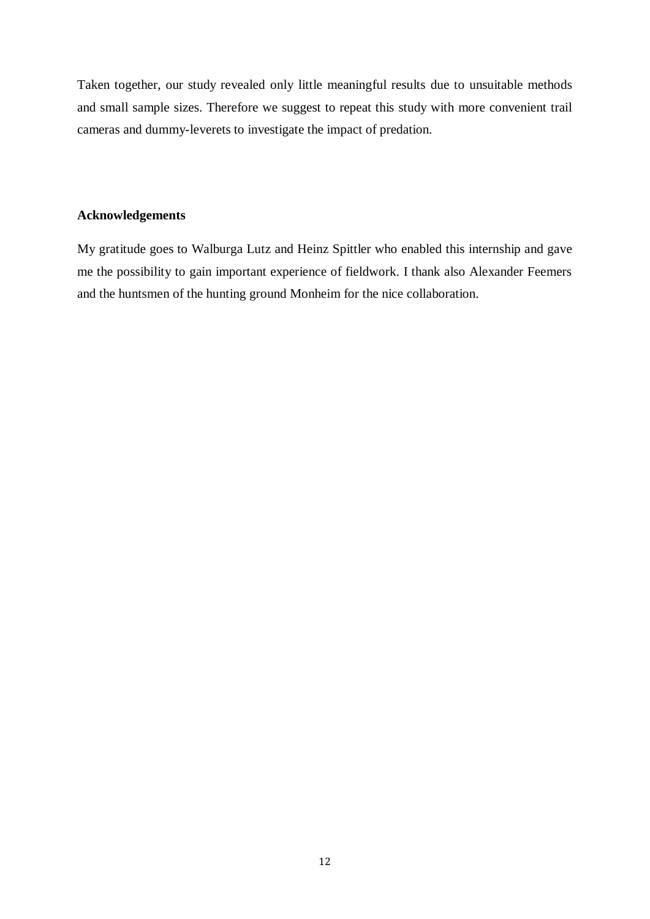Taken together, our study revealed only little meaningful results due to unsuitable methods and small sample sizes. Therefore we suggest to repeat this study with more convenient trail cameras and dummy-leverets to investigate the impact of predation.

## Acknowledgements

My gratitude goes to Walburga Lutz and Heinz Spittler who enabled this internship and gave me the possibility to gain important experience of fieldwork. I thank also Alexander Feemers and the huntsmen of the hunting ground Monheim for the nice collaboration.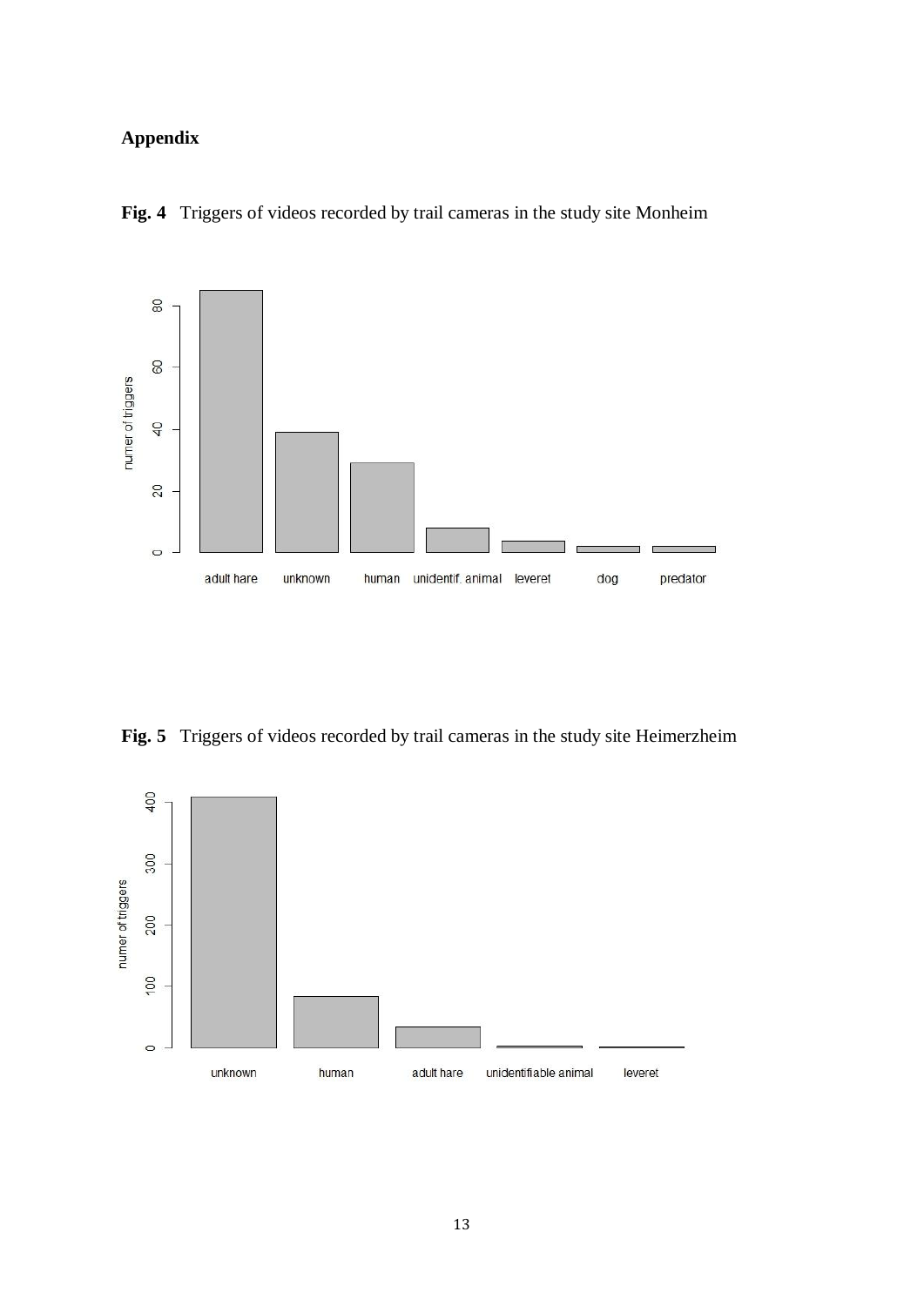## Appendix

**Fig. 4** Triggers of videos recorded by trail cameras in the study site Monheim

**Fig. 5** Triggers of videos recorded by trail cameras in the study site Heimerzheim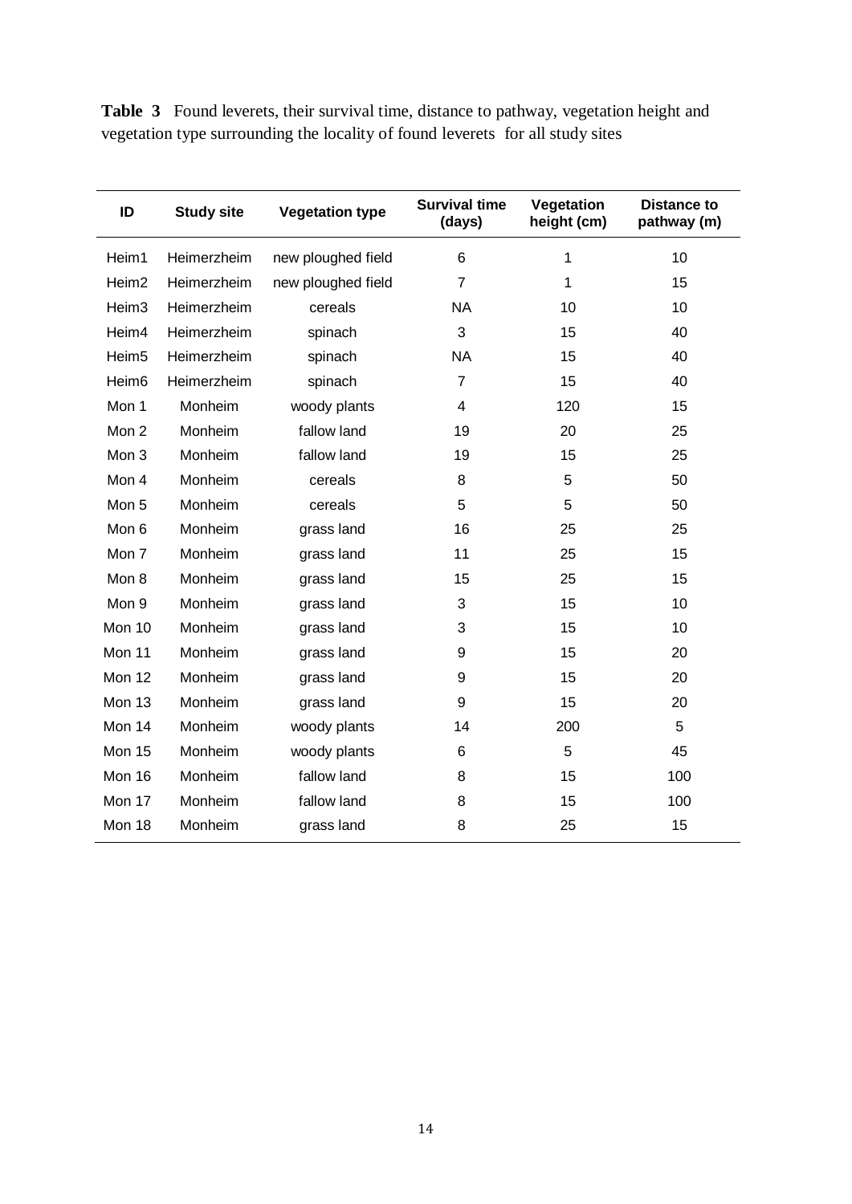**Table 3** Found leverets, their survival time, distance to pathway, vegetation height and vegetation type surrounding the locality of found leverets for all study sites

| ID | Study site | Vegetation type | Survival time (days) | Vegetation height (cm) | Distance to pathway (m) |
|---|---|---|---|---|---|
| Heim1 | Heimerzheim | new ploughed field | 6 | 1 | 10 |
| Heim2 | Heimerzheim | new ploughed field | 7 | 1 | 15 |
| Heim3 | Heimerzheim | cereals | NA | 10 | 10 |
| Heim4 | Heimerzheim | spinach | 3 | 15 | 40 |
| Heim5 | Heimerzheim | spinach | NA | 15 | 40 |
| Heim6 | Heimerzheim | spinach | 7 | 15 | 40 |
| Mon 1 | Monheim | woody plants | 4 | 120 | 15 |
| Mon 2 | Monheim | fallow land | 19 | 20 | 25 |
| Mon 3 | Monheim | fallow land | 19 | 15 | 25 |
| Mon 4 | Monheim | cereals | 8 | 5 | 50 |
| Mon 5 | Monheim | cereals | 5 | 5 | 50 |
| Mon 6 | Monheim | grass land | 16 | 25 | 25 |
| Mon 7 | Monheim | grass land | 11 | 25 | 15 |
| Mon 8 | Monheim | grass land | 15 | 25 | 15 |
| Mon 9 | Monheim | grass land | 3 | 15 | 10 |
| Mon 10 | Monheim | grass land | 3 | 15 | 10 |
| Mon 11 | Monheim | grass land | 9 | 15 | 20 |
| Mon 12 | Monheim | grass land | 9 | 15 | 20 |
| Mon 13 | Monheim | grass land | 9 | 15 | 20 |
| Mon 14 | Monheim | woody plants | 14 | 200 | 5 |
| Mon 15 | Monheim | woody plants | 6 | 5 | 45 |
| Mon 16 | Monheim | fallow land | 8 | 15 | 100 |
| Mon 17 | Monheim | fallow land | 8 | 15 | 100 |
| Mon 18 | Monheim | grass land | 8 | 25 | 15 |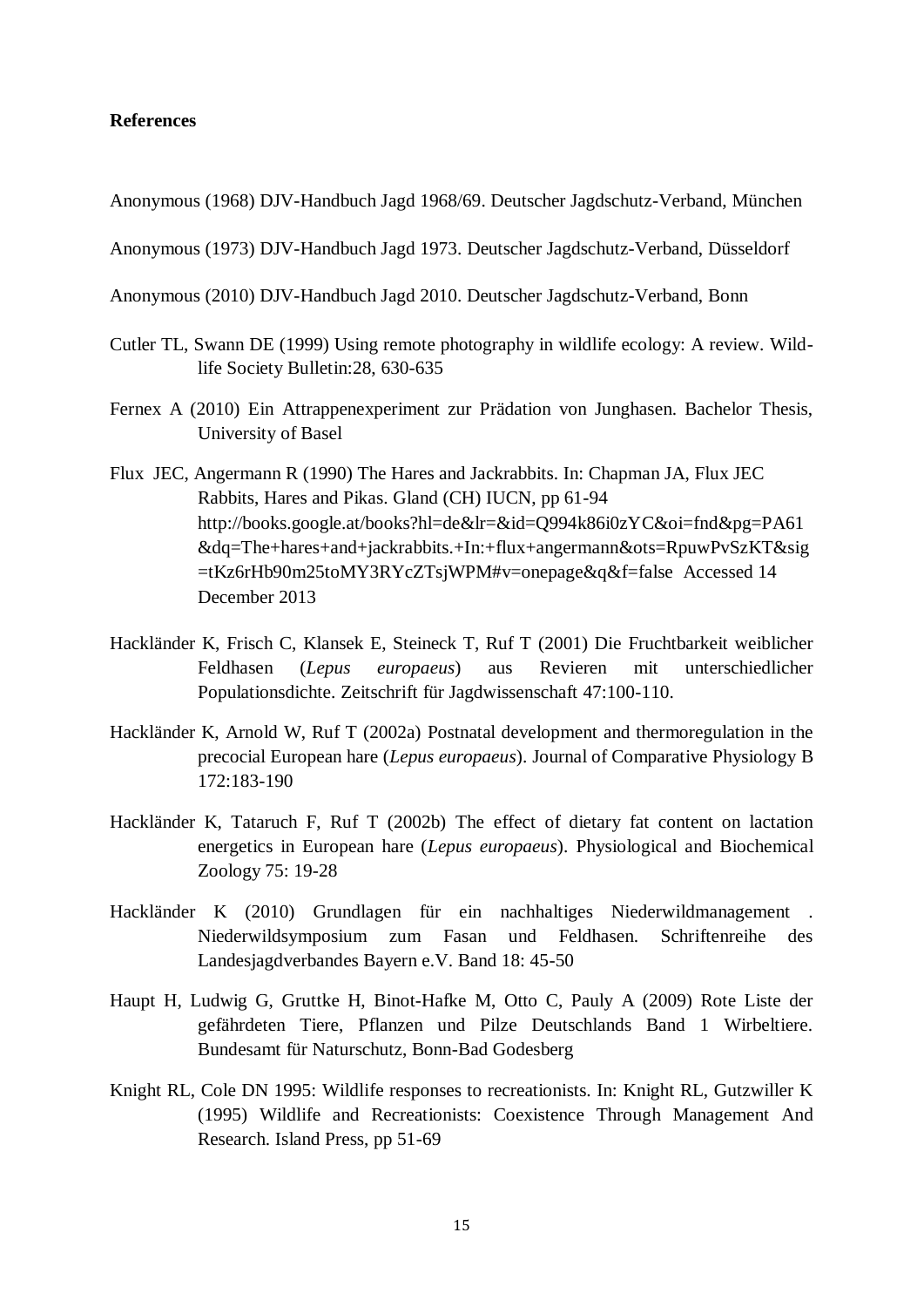**References**

Anonymous (1968) DJV-Handbuch Jagd 1968/69. Deutscher Jagdschutz-Verband, München

Anonymous (1973) DJV-Handbuch Jagd 1973. Deutscher Jagdschutz-Verband, Düsseldorf

Anonymous (2010) DJV-Handbuch Jagd 2010. Deutscher Jagdschutz-Verband, Bonn

Cutler TL, Swann DE (1999) Using remote photography in wildlife ecology: A review. Wildlife Society Bulletin:28, 630-635

Fernex A (2010) Ein Attrappenexperiment zur Prädation von Junghasen. Bachelor Thesis, University of Basel

Flux JEC, Angermann R (1990) The Hares and Jackrabbits. In: Chapman JA, Flux JEC Rabbits, Hares and Pikas. Gland (CH) IUCN, pp 61-94 http://books.google.at/books?hl=de&lr=&id=Q994k86i0zYC&oi=fnd&pg=PA61&dq=The+hares+and+jackrabbits.+In:+flux+angermann&ots=RpuwPvSzKT&sig=tKz6rHb90m25toMY3RYcZTsjWPM#v=onepage&q&f=false Accessed 14 December 2013

Hackländer K, Frisch C, Klansek E, Steineck T, Ruf T (2001) Die Fruchtbarkeit weiblicher Feldhasen (*Lepus europaeus*) aus Revieren mit unterschiedlicher Populationsdichte. Zeitschrift für Jagdwissenschaft 47:100-110.

Hackländer K, Arnold W, Ruf T (2002a) Postnatal development and thermoregulation in the precocial European hare (*Lepus europaeus*). Journal of Comparative Physiology B 172:183-190

Hackländer K, Tataruch F, Ruf T (2002b) The effect of dietary fat content on lactation energetics in European hare (*Lepus europaeus*). Physiological and Biochemical Zoology 75: 19-28

Hackländer K (2010) Grundlagen für ein nachhaltiges Niederwildmanagement . Niederwildsymposium zum Fasan und Feldhasen. Schriftenreihe des Landesjagdverbandes Bayern e.V. Band 18: 45-50

Haupt H, Ludwig G, Gruttke H, Binot-Hafke M, Otto C, Pauly A (2009) Rote Liste der gefährdeten Tiere, Pflanzen und Pilze Deutschlands Band 1 Wirbeltiere. Bundesamt für Naturschutz, Bonn-Bad Godesberg

Knight RL, Cole DN 1995: Wildlife responses to recreationists. In: Knight RL, Gutzwiller K (1995) Wildlife and Recreationists: Coexistence Through Management And Research. Island Press, pp 51-69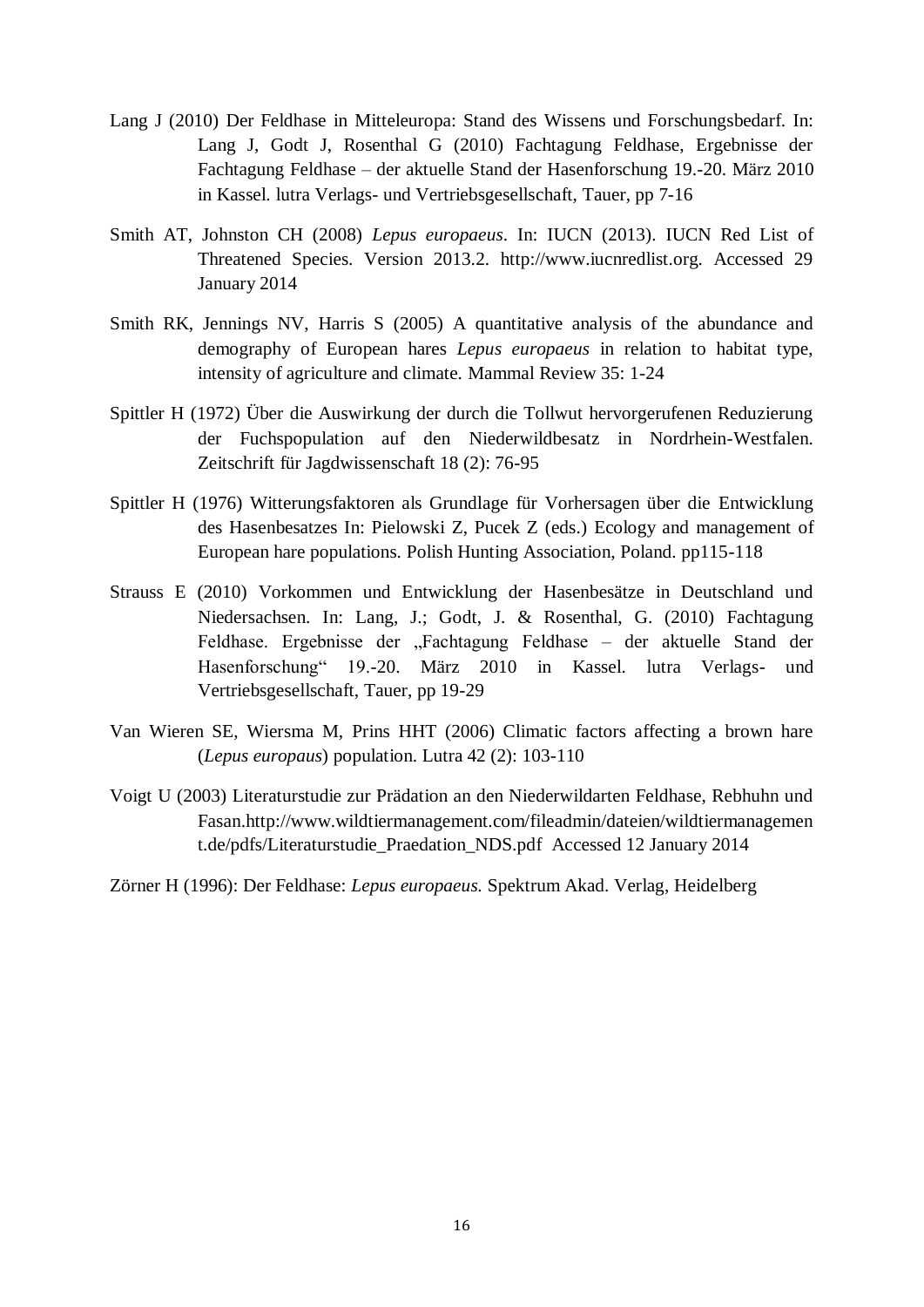Lang J (2010) Der Feldhase in Mitteleuropa: Stand des Wissens und Forschungsbedarf. In: Lang J, Godt J, Rosenthal G (2010) Fachtagung Feldhase, Ergebnisse der Fachtagung Feldhase – der aktuelle Stand der Hasenforschung 19.-20. März 2010 in Kassel. lutra Verlags- und Vertriebsgesellschaft, Tauer, pp 7-16

Smith AT, Johnston CH (2008) *Lepus europaeus*. In: IUCN (2013). IUCN Red List of Threatened Species. Version 2013.2. http://www.iucnredlist.org. Accessed 29 January 2014

Smith RK, Jennings NV, Harris S (2005) A quantitative analysis of the abundance and demography of European hares *Lepus europaeus* in relation to habitat type, intensity of agriculture and climate. Mammal Review 35: 1-24

Spittler H (1972) Über die Auswirkung der durch die Tollwut hervorgerufenen Reduzierung der Fuchspopulation auf den Niederwildbesatz in Nordrhein-Westfalen. Zeitschrift für Jagdwissenschaft 18 (2): 76-95

Spittler H (1976) Witterungsfaktoren als Grundlage für Vorhersagen über die Entwicklung des Hasenbesatzes In: Pielowski Z, Pucek Z (eds.) Ecology and management of European hare populations. Polish Hunting Association, Poland. pp115-118

Strauss E (2010) Vorkommen und Entwicklung der Hasenbesätze in Deutschland und Niedersachsen. In: Lang, J.; Godt, J. & Rosenthal, G. (2010) Fachtagung Feldhase. Ergebnisse der „Fachtagung Feldhase – der aktuelle Stand der Hasenforschung" 19.-20. März 2010 in Kassel. lutra Verlags- und Vertriebsgesellschaft, Tauer, pp 19-29

Van Wieren SE, Wiersma M, Prins HHT (2006) Climatic factors affecting a brown hare (*Lepus europaus*) population. Lutra 42 (2): 103-110

Voigt U (2003) Literaturstudie zur Prädation an den Niederwildarten Feldhase, Rebhuhn und Fasan.http://www.wildtiermanagement.com/fileadmin/dateien/wildtiermanagement.de/pdfs/Literaturstudie_Praedation_NDS.pdf Accessed 12 January 2014

Zörner H (1996): Der Feldhase: *Lepus europaeus.* Spektrum Akad. Verlag, Heidelberg